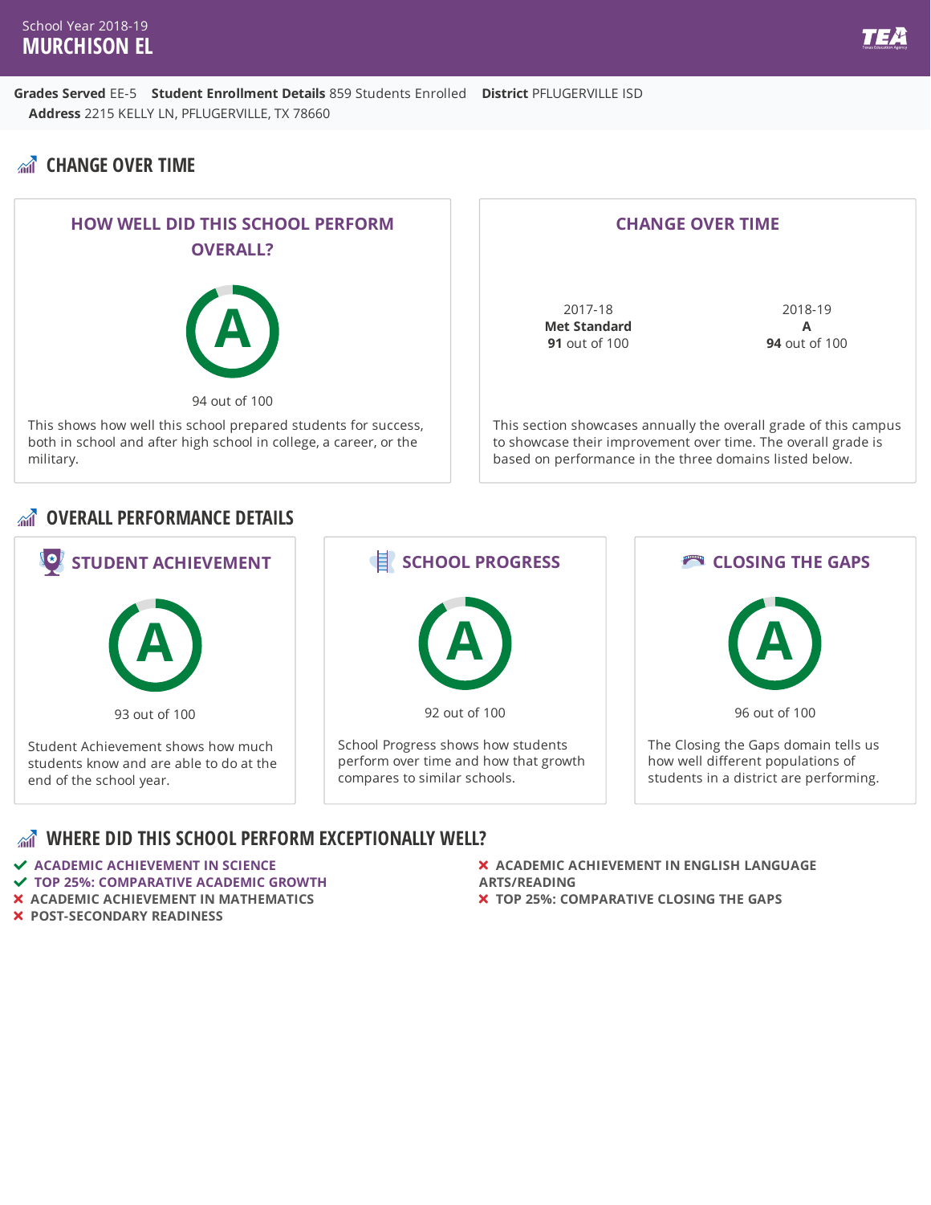School Year 2018-19

# MURCHISON EL

**Grades Served** EE-5 **Student Enrollment Details** 859 Students Enrolled **District** PFLUGERVILLE ISD
**Address** 2215 KELLY LN, PFLUGERVILLE, TX 78660

## CHANGE OVER TIME

### HOW WELL DID THIS SCHOOL PERFORM OVERALL?

A

94 out of 100

This shows how well this school prepared students for success, both in school and after high school in college, a career, or the military.

### CHANGE OVER TIME

| 2017-18 | 2018-19 |
|---|---|
| **Met Standard** | **A** |
| **91** out of 100 | **94** out of 100 |

This section showcases annually the overall grade of this campus to showcase their improvement over time. The overall grade is based on performance in the three domains listed below.

## OVERALL PERFORMANCE DETAILS

### STUDENT ACHIEVEMENT

A

93 out of 100

Student Achievement shows how much students know and are able to do at the end of the school year.

### SCHOOL PROGRESS

A

92 out of 100

School Progress shows how students perform over time and how that growth compares to similar schools.

### CLOSING THE GAPS

A

96 out of 100

The Closing the Gaps domain tells us how well different populations of students in a district are performing.

## WHERE DID THIS SCHOOL PERFORM EXCEPTIONALLY WELL?

- ✔ ACADEMIC ACHIEVEMENT IN SCIENCE
- ✔ TOP 25%: COMPARATIVE ACADEMIC GROWTH
- ✘ ACADEMIC ACHIEVEMENT IN MATHEMATICS
- ✘ POST-SECONDARY READINESS
- ✘ ACADEMIC ACHIEVEMENT IN ENGLISH LANGUAGE ARTS/READING
- ✘ TOP 25%: COMPARATIVE CLOSING THE GAPS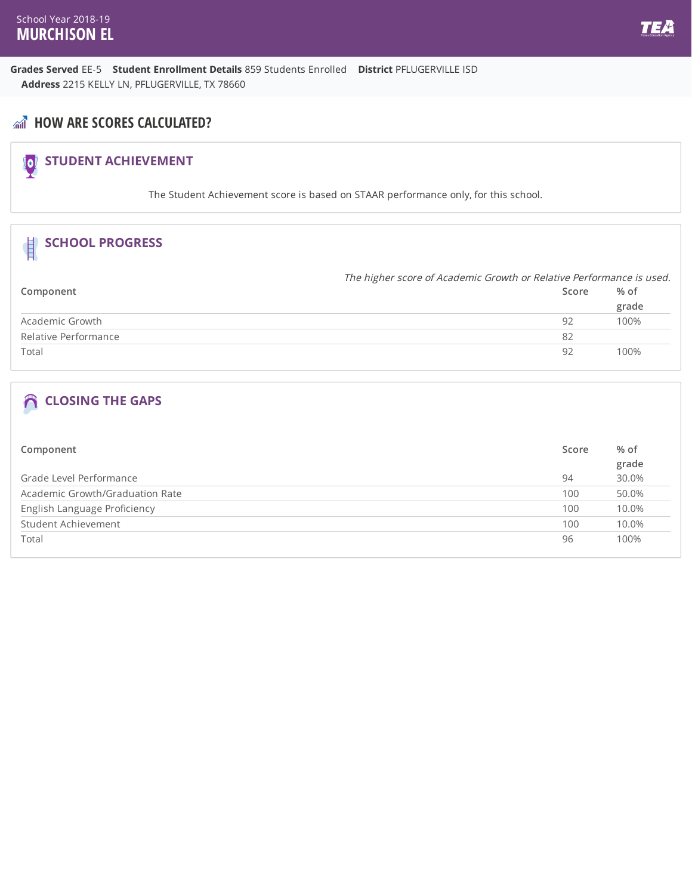School Year 2018-19

# MURCHISON EL

**Grades Served** EE-5 **Student Enrollment Details** 859 Students Enrolled **District** PFLUGERVILLE ISD
**Address** 2215 KELLY LN, PFLUGERVILLE, TX 78660

## HOW ARE SCORES CALCULATED?

### STUDENT ACHIEVEMENT

The Student Achievement score is based on STAAR performance only, for this school.

### SCHOOL PROGRESS

*The higher score of Academic Growth or Relative Performance is used.*

| Component | Score | % of grade |
|---|---|---|
| Academic Growth | 92 | 100% |
| Relative Performance | 82 | |
| Total | 92 | 100% |

### CLOSING THE GAPS

| Component | Score | % of grade |
|---|---|---|
| Grade Level Performance | 94 | 30.0% |
| Academic Growth/Graduation Rate | 100 | 50.0% |
| English Language Proficiency | 100 | 10.0% |
| Student Achievement | 100 | 10.0% |
| Total | 96 | 100% |